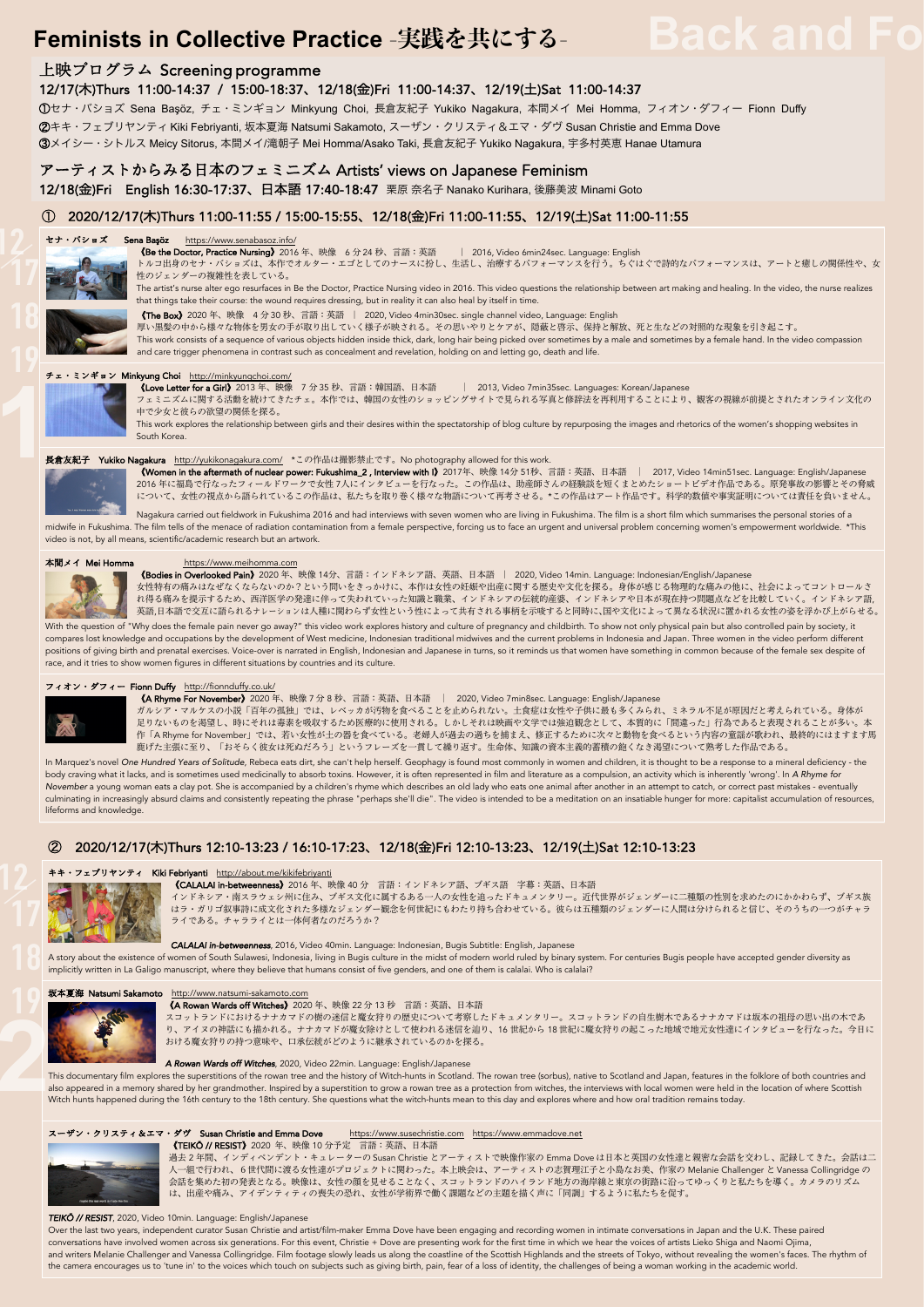# Feminists in Collective Practice -実践を共にする-

Back and Fo

## 上映プログラム Screening programme

12/17(木)Thurs 11:00-14:37 / 15:00-18:37、12/18(金)Fri 11:00-14:37、12/19(土)Sat 11:00-14:37

①セナ・バショズ Sena Başöz, チェ・ミンギョン Minkyung Choi, 長倉友紀子 Yukiko Nagakura, 本間メイ Mei Homma, フィオン・ダフィー Fionn Duffy
②キキ・フェブリヤンティ Kiki Febriyanti, 坂本夏海 Natsumi Sakamoto, スーザン・クリスティ＆エマ・ダヴ Susan Christie and Emma Dove
③メイシー・シトルス Meicy Sitorus, 本間メイ/滝朝子 Mei Homma/Asako Taki, 長倉友紀子 Yukiko Nagakura, 宇多村英恵 Hanae Utamura

## アーティストからみる日本のフェミニズム Artists' views on Japanese Feminism

12/18(金)Fri English 16:30-17:37、日本語 17:40-18:47 栗原 奈名子 Nanako Kurihara, 後藤美波 Minami Goto

## ① 2020/12/17(木)Thurs 11:00-11:55 / 15:00-15:55、12/18(金)Fri 11:00-11:55、12/19(土)Sat 11:00-11:55

### セナ・バショズ Sena Başöz https://www.senabasoz.info/

《Be the Doctor, Practice Nursing》2016 年、映像 6 分 24 秒、言語：英語 | 2016, Video 6min24sec. Language: English

トルコ出身のセナ・バショズは、本作でオルター・エゴとしてのナースに扮し、生活し、治療するパフォーマンスを行う。ちぐはぐで詩的なパフォーマンスは、アートと癒しの関係性や、女性のジェンダーの複雑性を表している。

The artist's nurse alter ego resurfaces in Be the Doctor, Practice Nursing video in 2016. This video questions the relationship between art making and healing. In the video, the nurse realizes that things take their course: the wound requires dressing, but in reality it can also heal by itself in time.

《The Box》2020 年、映像 4 分 30 秒、言語：英語 | 2020, Video 4min30sec. single channel video, Language: English

厚い黒髪の中から様々な物体を男女の手が取り出していく様子が映される。その思いやりとケアが、隠蔽と啓示、保持と解放、死と生などの対照的な現象を引き起こす。

This work consists of a sequence of various objects hidden inside thick, dark, long hair being picked over sometimes by a male and sometimes by a female hand. In the video compassion and care trigger phenomena in contrast such as concealment and revelation, holding on and letting go, death and life.

### チェ・ミンギョン Minkyung Choi http://minkyungchoi.com/

《Love Letter for a Girl》2013 年、映像 7 分 35 秒、言語：韓国語、日本語 | 2013, Video 7min35sec. Languages: Korean/Japanese

フェミニズムに関する活動を続けてきたチェ。本作では、韓国の女性のショッピングサイトで見られる写真と修辞法を再利用することにより、観客の視線が前提とされたオンライン文化の中で少女と彼らの欲望の関係を探る。

This work explores the relationship between girls and their desires within the spectatorship of blog culture by repurposing the images and rhetorics of the women's shopping websites in South Korea.

### 長倉友紀子 Yukiko Nagakura http://yukikonagakura.com/ *この作品は撮影禁止です。No photography allowed for this work.

《Women in the aftermath of nuclear power: Fukushima_2 , Interview with I》2017年、映像 14分 51秒、言語：英語、日本語 | 2017, Video 14min51sec. Language: English/Japanese

2016 年に福島で行なったフィールドワークで女性 7人にインタビューを行なった。この作品は、助産師さんの経験談を短くまとめたショートビデオ作品である。原発事故の影響とその脅威について、女性の視点から語られているこの作品は、私たちを取り巻く様々な物語について再考させる。*この作品はアート作品です。科学的数値や事実証明については責任を負いません。

Nagakura carried out fieldwork in Fukushima 2016 and had interviews with seven women who are living in Fukushima. The film is a short film which summarises the personal stories of a midwife in Fukushima. The film tells of the menace of radiation contamination from a female perspective, forcing us to face an urgent and universal problem concerning women's empowerment worldwide. *This video is not, by all means, scientific/academic research but an artwork.

### 本間メイ Mei Homma https://www.meihomma.com

《Bodies in Overlooked Pain》2020 年、映像 14分、言語：インドネシア語、英語、日本語 | 2020, Video 14min. Language: Indonesian/English/Japanese

女性特有の痛みはなぜなくならないのか？という問いをきっかけに、本作は女性の妊娠や出産に関する歴史や文化を探る。身体が感じる物理的な痛みの他に、社会によってコントロールされ得る痛みを提示するため、西洋医学の発達に伴って失われていった知識と職業、インドネシアの伝統的産婆、インドネシアや日本が現在持つ問題点などを比較していく。インドネシア語，英語,日本語で交互に語られるナレーションは人種に関わらず女性という性によって共有される事柄を示唆すると同時に、国や文化によって異なる状況に置かれる女性の姿を浮かび上がらせる。

With the question of "Why does the female pain never go away?" this video work explores history and culture of pregnancy and childbirth. To show not only physical pain but also controlled pain by society, it compares lost knowledge and occupations by the development of West medicine, Indonesian traditional midwives and the current problems in Indonesia and Japan. Three women in the video perform different positions of giving birth and prenatal exercises. Voice-over is narrated in English, Indonesian and Japanese in turns, so it reminds us that women have something in common because of the female sex despite of race, and it tries to show women figures in different situations by countries and its culture.

### フィオン・ダフィー Fionn Duffy http://fionnduffy.co.uk/

《A Rhyme For November》2020 年、映像 7 分 8 秒、言語：英語、日本語 | 2020, Video 7min8sec. Language: English/Japanese

ガルシア・マルケスの小説「百年の孤独」では、レベッカが汚物を食べることを止められない。土食症は女性や子供に最も多くみられ、ミネラル不足が原因だと考えられている。身体が足りないものを渇望し、時にそれは毒素を吸収するため医療的に使用される。しかしそれは映画や文学では強迫観念として、本質的に「間違った」行為であると表現されることが多い。本作「A Rhyme for November」では、若い女性が土の器を食べている。老婦人が過去の過ちを捕まえ、修正するために次々と動物を食べるという内容の童謡が歌われ、最終的にはますます馬鹿げた主張に至り、「おそらく彼女は死ぬだろう」というフレーズを一貫して繰り返す。生命体、知識の資本主義的蓄積の飽くなき渇望について熟考した作品である。

In Marquez's novel *One Hundred Years of Solitude*, Rebeca eats dirt, she can't help herself. Geophagy is found most commonly in women and children, it is thought to be a response to a mineral deficiency - the body craving what it lacks, and is sometimes used medicinally to absorb toxins. However, it is often represented in film and literature as a compulsion, an activity which is inherently 'wrong'. In *A Rhyme for November* a young woman eats a clay pot. She is accompanied by a children's rhyme which describes an old lady who eats one animal after another in an attempt to catch, or correct past mistakes - eventually culminating in increasingly absurd claims and consistently repeating the phrase "perhaps she'll die". The video is intended to be a meditation on an insatiable hunger for more: capitalist accumulation of resources, lifeforms and knowledge.

## ② 2020/12/17(木)Thurs 12:10-13:23 / 16:10-17:23、12/18(金)Fri 12:10-13:23、12/19(土)Sat 12:10-13:23

### キキ・フェブリヤンティ Kiki Febriyanti http://about.me/kikifebriyanti

《CALALAI in-betweenness》2016 年、映像 40 分 言語：インドネシア語、ブギス語 字幕：英語、日本語

インドネシア・南スラウェシ州に住み、ブギス文化に属するある一人の女性を追ったドキュメンタリー。近代世界がジェンダーに二種類の性別を求めたのにかかわらず、ブギス族はラ・ガリゴ叙事詩に成文化された多様なジェンダー観念を何世紀にもわたり持ち合わせている。彼らは五種類のジェンダーに人間は分けられると信じ、そのうちの一つがチャラライである。チャラライとは一体何者なのだろうか？

*CALALAI in-betweenness*, 2016, Video 40min. Language: Indonesian, Bugis Subtitle: English, Japanese

A story about the existence of women of South Sulawesi, Indonesia, living in Bugis culture in the midst of modern world ruled by binary system. For centuries Bugis people have accepted gender diversity as implicitly written in La Galigo manuscript, where they believe that humans consist of five genders, and one of them is calalai. Who is calalai?

### 坂本夏海 Natsumi Sakamoto http://www.natsumi-sakamoto.com

《A Rowan Wards off Witches》2020 年、映像 22 分 13 秒 言語：英語、日本語

スコットランドにおけるナナカマドの樹の迷信と魔女狩りの歴史について考察したドキュメンタリー。スコットランドの自生樹木であるナナカマドは坂本の祖母の思い出の木であり、アイヌの神話にも描かれる。ナナカマドが魔女除けとして使われる迷信を辿り、16 世紀から 18 世紀に魔女狩りの起こった地域で地元女性達にインタビューを行なった。今日における魔女狩りの持つ意味や、口承伝統がどのように継承されているのかを探る。

*A Rowan Wards off Witches*, 2020, Video 22min. Language: English/Japanese

This documentary film explores the superstitions of the rowan tree and the history of Witch-hunts in Scotland. The rowan tree (sorbus), native to Scotland and Japan, features in the folklore of both countries and also appeared in a memory shared by her grandmother. Inspired by a superstition to grow a rowan tree as a protection from witches, the interviews with local women were held in the location of where Scottish Witch hunts happened during the 16th century to the 18th century. She questions what the witch-hunts mean to this day and explores where and how oral tradition remains today.

### スーザン・クリスティ＆エマ・ダヴ Susan Christie and Emma Dove https://www.susechristie.com https://www.emmadove.net

《TEIKŌ // RESIST》2020 年、映像 10 分予定 言語：英語、日本語

過去 2 年間、インディペンデント・キュレーターの Susan Christie とアーティストで映像作家の Emma Dove は日本と英国の女性達と親密な会話を交わし、記録してきた。会話は二人一組で行われ、6 世代間に渡る女性達がプロジェクトに関わった。本上映会は、アーティストの志賀理江子と小島なお美、作家の Melanie Challenger と Vanessa Collingridge の会話を集めた初の発表となる。映像は、女性の顔を見せることなく、スコットランドのハイランド地方の海岸線と東京の街路に沿ってゆっくりと私たちを導く。カメラのリズムは、出産や痛み、アイデンティティの喪失の恐れ、女性が学術界で働く課題などの主題を描く声に「同調」するように私たちを促す。

*TEIKŌ // RESIST*, 2020, Video 10min. Language: English/Japanese

Over the last two years, independent curator Susan Christie and artist/film-maker Emma Dove have been engaging and recording women in intimate conversations in Japan and the U.K. These paired conversations have involved women across six generations. For this event, Christie + Dove are presenting work for the first time in which we hear the voices of artists Lieko Shiga and Naomi Ojima, and writers Melanie Challenger and Vanessa Collingridge. Film footage slowly leads us along the coastline of the Scottish Highlands and the streets of Tokyo, without revealing the women's faces. The rhythm of the camera encourages us to 'tune in' to the voices which touch on subjects such as giving birth, pain, fear of a loss of identity, the challenges of being a woman working in the academic world.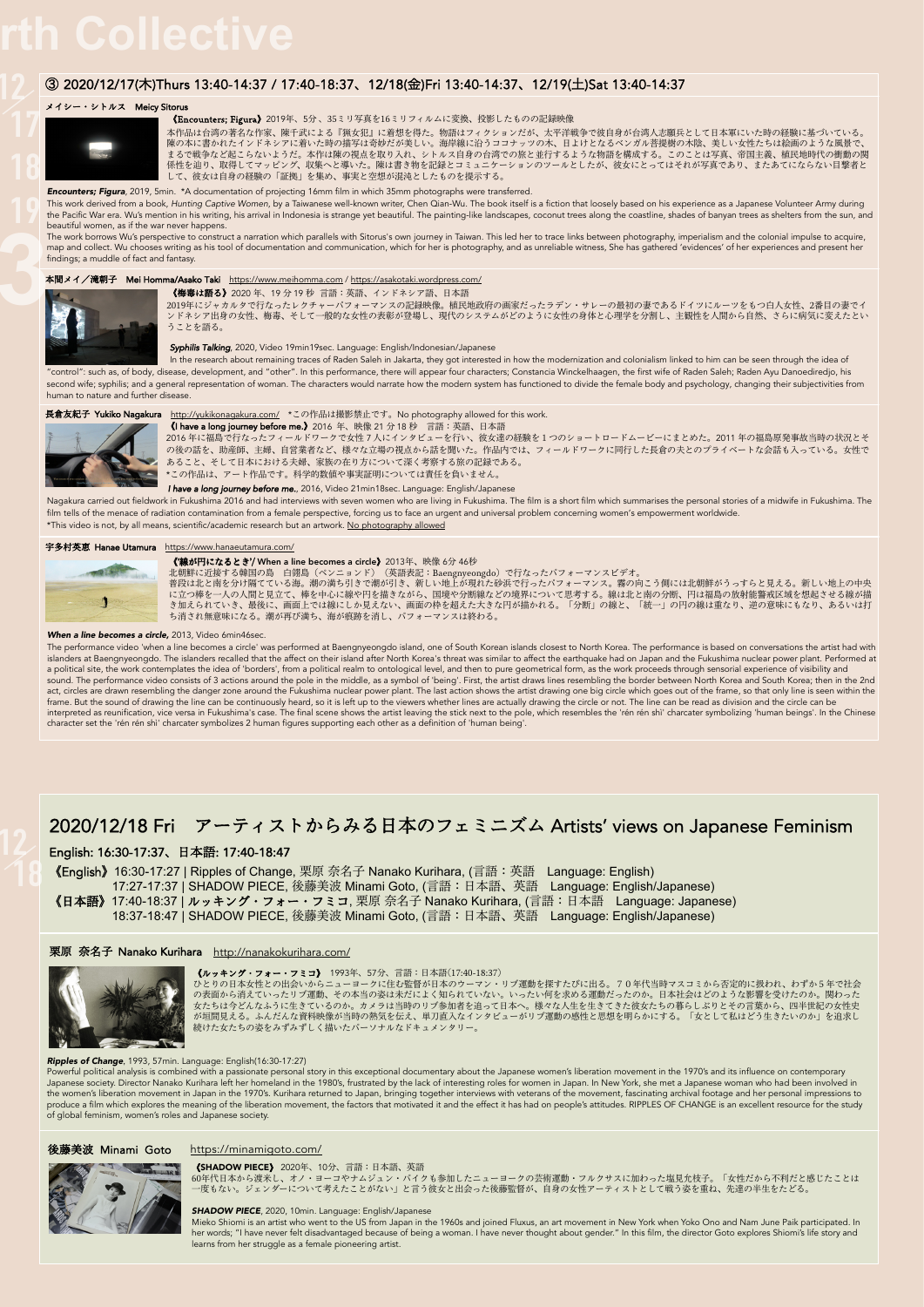## ③ 2020/12/17(木)Thurs 13:40-14:37 / 17:40-18:37、12/18(金)Fri 13:40-14:37、12/19(土)Sat 13:40-14:37

### メイシー・シトルス　Meicy Sitorus

《Encounters; Figura》2019年、5分、35ミリ写真を16ミリフィルムに変換、投影したものの記録映像

本作品は台湾の著名な作家、陳千武による『獵女犯』に着想を得た。物語はフィクションだが、太平洋戦争で彼自身が台湾人志願兵として日本軍にいた時の経験に基づいている。陳の本に書かれたインドネシアに着いた時の描写は奇妙だが美しい。海岸線に沿うココナッツの木、日よけとなるベンガル菩提樹の木陰、美しい女性たちは絵画のような風景で、まるで戦争など起こらないようだ。本作は陳の視点を取り入れ、シトルス自身の台湾での旅と並行するような物語を構成する。このことは写真、帝国主義、植民地時代の衝動の関係性を辿り、取得してマッピング、収集へと導いた。陳は書き物を記録とコミュニケーションのツールとしたが、彼女にとってはそれが写真であり、またあてにならない目撃者として、彼女は自身の経験の「証拠」を集め、事実と空想が混沌としたものを提示する。

*Encounters; Figura*, 2019, 5min. *A documentation of projecting 16mm film in which 35mm photographs were transferred.

This work derived from a book, *Hunting Captive Women*, by a Taiwanese well-known writer, Chen Qian-Wu. The book itself is a fiction that loosely based on his experience as a Japanese Volunteer Army during the Pacific War era. Wu's mention in his writing, his arrival in Indonesia is strange yet beautiful. The painting-like landscapes, coconut trees along the coastline, shades of banyan trees as shelters from the sun, and beautiful women, as if the war never happens.

The work borrows Wu's perspective to construct a narration which parallels with Sitorus's own journey in Taiwan. This led her to trace links between photography, imperialism and the colonial impulse to acquire, map and collect. Wu chooses writing as his tool of documentation and communication, which for her is photography, and as unreliable witness, She has gathered 'evidences' of her experiences and present her findings; a muddle of fact and fantasy.

### 本間メイ／滝朝子　Mei Homma/Asako Taki　https://www.meihomma.com / https://asakotaki.wordpress.com/

《梅毒は語る》2020 年、19 分 19 秒　言語：英語、インドネシア語、日本語

2019年にジャカルタで行なったレクチャーパフォーマンスの記録映像。植民地政府の画家だったラデン・サレーの最初の妻であるドイツにルーツをもつ白人女性、2番目の妻でインドネシア出身の女性、梅毒、そして一般的な女性の表彰が登場し、現代のシステムがどのように女性の身体と心理学を分割し、主観性を人間から自然、さらに病気に変えたということを語る。

*Syphilis Talking*, 2020, Video 19min19sec. Language: English/Indonesian/Japanese

In the research about remaining traces of Raden Saleh in Jakarta, they got interested in how the modernization and colonialism linked to him can be seen through the idea of "control": such as, of body, disease, development, and "other". In this performance, there will appear four characters; Constancia Winckelhaagen, the first wife of Raden Saleh; Raden Ayu Danoediredjo, his second wife; syphilis; and a general representation of woman. The characters would narrate how the modern system has functioned to divide the female body and psychology, changing their subjectivities from human to nature and further disease.

### 長倉友紀子　Yukiko Nagakura　http://yukikonagakura.com/　*この作品は撮影禁止です。No photography allowed for this work.

《I have a long journey before me.》2016 年、映像 21 分 18 秒　言語：英語、日本語

2016 年に福島で行なったフィールドワークで女性 7 人にインタビューを行い、彼女達の経験を 1 つのショートロードムービーにまとめた。2011 年の福島原発事故当時の状況とその後の話を、助産師、主婦、自営業者など、様々な立場の視点から話を聞いた。作品内では、フィールドワークに同行した長倉の夫とのプライベートな会話も入っている。女性であること、そして日本における夫婦、家族の在り方について深く考察する旅の記録である。

*この作品は、アート作品です。科学的数値や事実証明については責任を負いません。

*I have a long journey before me.*, 2016, Video 21min18sec. Language: English/Japanese

Nagakura carried out fieldwork in Fukushima 2016 and had interviews with seven women who are living in Fukushima. The film is a short film which summarises the personal stories of a midwife in Fukushima. The film tells of the menace of radiation contamination from a female perspective, forcing us to face an urgent and universal problem concerning women's empowerment worldwide.

*This video is not, by all means, scientific/academic research but an artwork. No photography allowed

### 宇多村英恵　Hanae Utamura　https://www.hanaeutamura.com/

《線が円になるとき/ When a line becomes a circle》2013年、映像 6分 46秒

北朝鮮に近接する韓国の島　白翎島（ペンニョンド）（英語表記：Baengnyeongdo）で行なったパフォーマンスビデオ。

普段は北と南を分け隔てている海。潮の満ち引きで潮が引き、新しい地上が現れた砂浜で行ったパフォーマンス。霧の向こう側には北朝鮮がうっすらと見える。新しい地上の中央に立つ棒を一人の人間と見立て、棒を中心に線や円を描きながら、国境や分断線などの境界について思考する。線は北と南の分断、円は福島の放射能警戒区域を想起させる線が描き加えられていき、最後に、画面上では線にしか見えない、画面の枠を超えた大きな円が描かれる。「分断」の線と、「統一」の円の線は重なり、逆の意味にもなり、あるいは打ち消され無意味になる。潮が再び満ち、海が痕跡を消し、パフォーマンスは終わる。

*When a line becomes a circle*, 2013, Video 6min46sec.

The performance video 'when a line becomes a circle' was performed at Baengnyeongdo island, one of South Korean islands closest to North Korea. The performance is based on conversations the artist had with islanders at Baengnyeongdo. The islanders recalled that the affect on their island after North Korea's threat was similar to affect the earthquake had on Japan and the Fukushima nuclear power plant. Performed at a political site, the work contemplates the idea of 'borders', from a political realm to ontological level, and then to pure geometrical form, as the work proceeds through sensorial experience of visibility and sound. The performance video consists of 3 actions around the pole in the middle, as a symbol of 'being'. First, the artist draws lines resembling the border between North Korea and South Korea; then in the 2nd act, circles are drawn resembling the danger zone around the Fukushima nuclear power plant. The last action shows the artist drawing one big circle which goes out of the frame, so that only line is seen within the frame. But the sound of drawing the line can be continuously heard, so it is left up to the viewers whether lines are actually drawing the circle or not. The line can be read as division and the circle can be interpreted as reunification, vice versa in Fukushima's case. The final scene shows the artist leaving the stick next to the pole, which resembles the 'rén rén shi' charcater symbolizing 'human beings'. In the Chinese character set the 'rén rén shi' charcater symbolizes 2 human figures supporting each other as a definition of 'human being'.

## 2020/12/18 Fri　アーティストからみる日本のフェミニズム Artists' views on Japanese Feminism

English: 16:30-17:37、日本語: 17:40-18:47

《English》16:30-17:27 | Ripples of Change, 栗原 奈名子 Nanako Kurihara, (言語：英語　Language: English)
17:27-17:37 | SHADOW PIECE, 後藤美波 Minami Goto, (言語：日本語、英語　Language: English/Japanese)

《日本語》17:40-18:37 | ルッキング・フォー・フミコ, 栗原 奈名子 Nanako Kurihara, (言語：日本語　Language: Japanese)
18:37-18:47 | SHADOW PIECE, 後藤美波 Minami Goto, (言語：日本語、英語　Language: English/Japanese)

### 栗原　奈名子　Nanako Kurihara　http://nanakokurihara.com/

《ルッキング・フォー・フミコ》 1993年、57分、言語：日本語(17:40-18:37)

ひとりの日本女性との出会いからニューヨークに住む監督が日本のウーマン・リブ運動を探すたびに出る。７０年代当時マスコミから否定的に扱われ、わずか５年で社会の表面から消えていったリブ運動、その本当の姿は未だによく知られていない。いったい何を求める運動だったのか。日本社会はどのような影響を受けたのか。関わった女たちは今どんなふうに生きているのか。カメラは当時のリブ参加者を追って日本へ。様々な人生を生きてきた彼女たちの暮らしぶりとその言葉から、四半世紀の女性史が垣間見える。ふんだんな資料映像が当時の熱気を伝え、単刀直入なインタビューがリブ運動の感性と思想を明らかにする。「女として私はどう生きたいのか」を追求し続けた女たちの姿をみずみずしく描いたパーソナルなドキュメンタリー。

*Ripples of Change*, 1993, 57min. Language: English(16:30-17:27)

Powerful political analysis is combined with a passionate personal story in this exceptional documentary about the Japanese women's liberation movement in the 1970's and its influence on contemporary Japanese society. Director Nanako Kurihara left her homeland in the 1980's, frustrated by the lack of interesting roles for women in Japan. In New York, she met a Japanese woman who had been involved in the women's liberation movement in Japan in the 1970's. Kurihara returned to Japan, bringing together interviews with veterans of the movement, fascinating archival footage and her personal impressions to produce a film which explores the meaning of the liberation movement, the factors that motivated it and the effect it has had on people's attitudes. RIPPLES OF CHANGE is an excellent resource for the study of global feminism, women's roles and Japanese society.

### 後藤美波　Minami Goto　https://minamigoto.com/

《SHADOW PIECE》 2020年、10分、言語：日本語、英語

60年代日本から渡米し、オノ・ヨーコやナムジュン・パイクも参加したニューヨークの芸術運動・フルクサスに加わった塩見允枝子。「女性だから不利だと感じたことは一度もない。ジェンダーについて考えたことがない」と言う彼女と出会った後藤監督が、自身の女性アーティストとして戦う姿を重ね、先達の半生をたどる。

*SHADOW PIECE*, 2020, 10min. Language: English/Japanese

Mieko Shiomi is an artist who went to the US from Japan in the 1960s and joined Fluxus, an art movement in New York when Yoko Ono and Nam June Paik participated. In her words; "I have never felt disadvantaged because of being a woman. I have never thought about gender." In this film, the director Goto explores Shiomi's life story and learns from her struggle as a female pioneering artist.